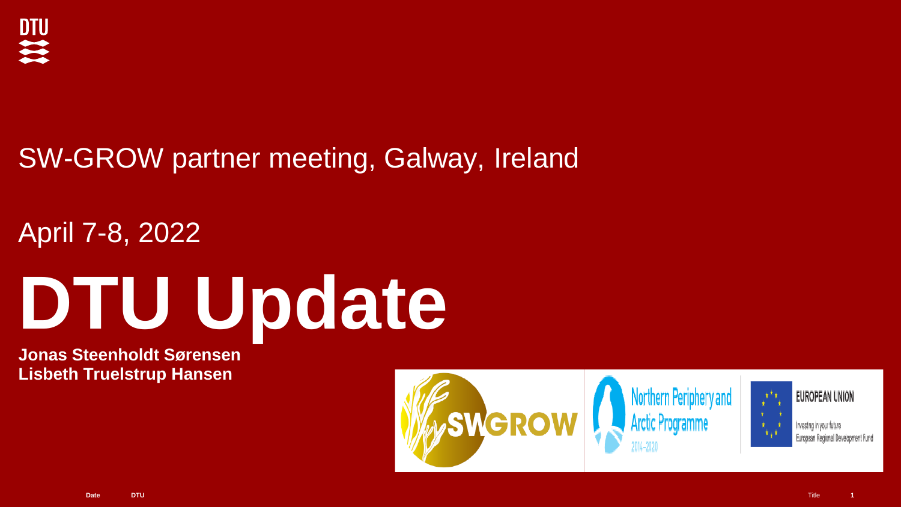SW-GROW partner meeting, Galway, Ireland

April 7-8, 2022

# DTU Update

**Jonas Steenholdt Sørensen**
**Lisbeth Truelstrup Hansen**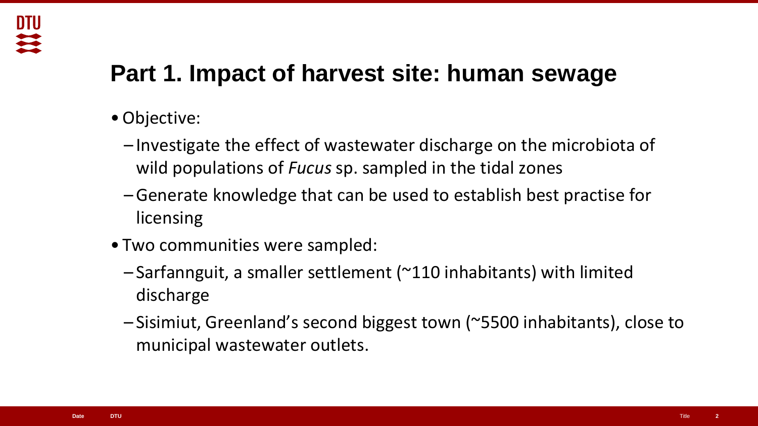# Part 1. Impact of harvest site: human sewage

- Objective:
  - Investigate the effect of wastewater discharge on the microbiota of wild populations of *Fucus* sp. sampled in the tidal zones
  - Generate knowledge that can be used to establish best practise for licensing
- Two communities were sampled:
  - Sarfannguit, a smaller settlement (~110 inhabitants) with limited discharge
  - Sisimiut, Greenland's second biggest town (~5500 inhabitants), close to municipal wastewater outlets.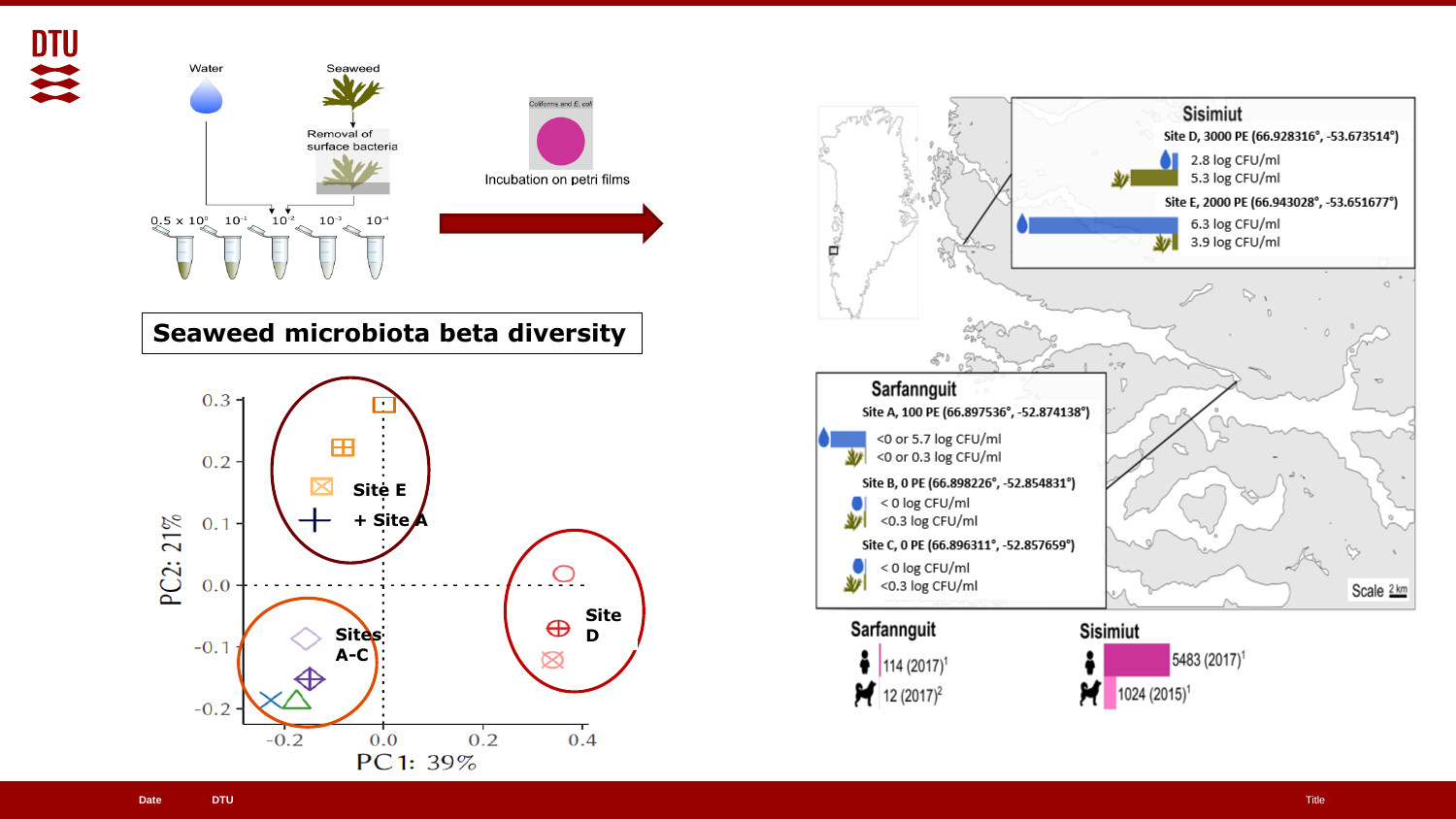Water

Seaweed

Removal of surface bacteria

$0.5 \times 10^0$ $10^{-1}$ $10^{-2}$ $10^{-3}$ $10^{-4}$

Coliforms and E. coli

Incubation on petri films

## Seaweed microbiota beta diversity

PC2: 21%

PC1: 39%

Site E + Site A

Sites A-C

Site D

### Sisimiut

**Site D, 3000 PE (66.928316°, -53.673514°)**

- 2.8 log CFU/ml
- 5.3 log CFU/ml

**Site E, 2000 PE (66.943028°, -53.651677°)**

- 6.3 log CFU/ml
- 3.9 log CFU/ml

### Sarfannguit

**Site A, 100 PE (66.897536°, -52.874138°)**

- <0 or 5.7 log CFU/ml
- <0 or 0.3 log CFU/ml

**Site B, 0 PE (66.898226°, -52.854831°)**

- < 0 log CFU/ml
- <0.3 log CFU/ml

**Site C, 0 PE (66.896311°, -52.857659°)**

- < 0 log CFU/ml
- <0.3 log CFU/ml

Scale 2 km

**Sarfannguit**

- 114 (2017)[1]
- 12 (2017)[2]

**Sisimiut**

- 5483 (2017)[1]
- 1024 (2015)[1]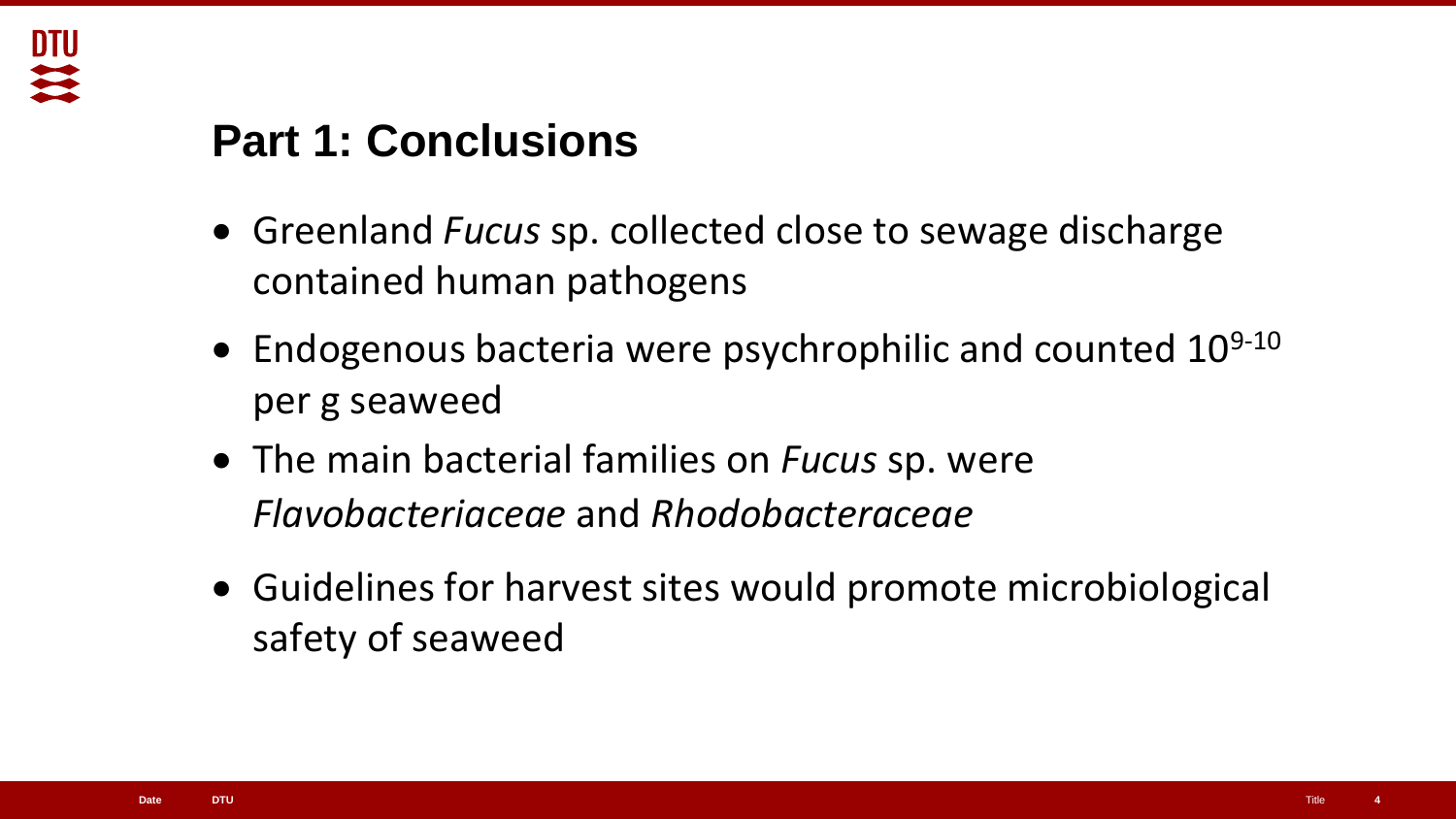# Part 1: Conclusions

- Greenland *Fucus* sp. collected close to sewage discharge contained human pathogens
- Endogenous bacteria were psychrophilic and counted $10^{9\text{-}10}$ per g seaweed
- The main bacterial families on *Fucus* sp. were *Flavobacteriaceae* and *Rhodobacteraceae*
- Guidelines for harvest sites would promote microbiological safety of seaweed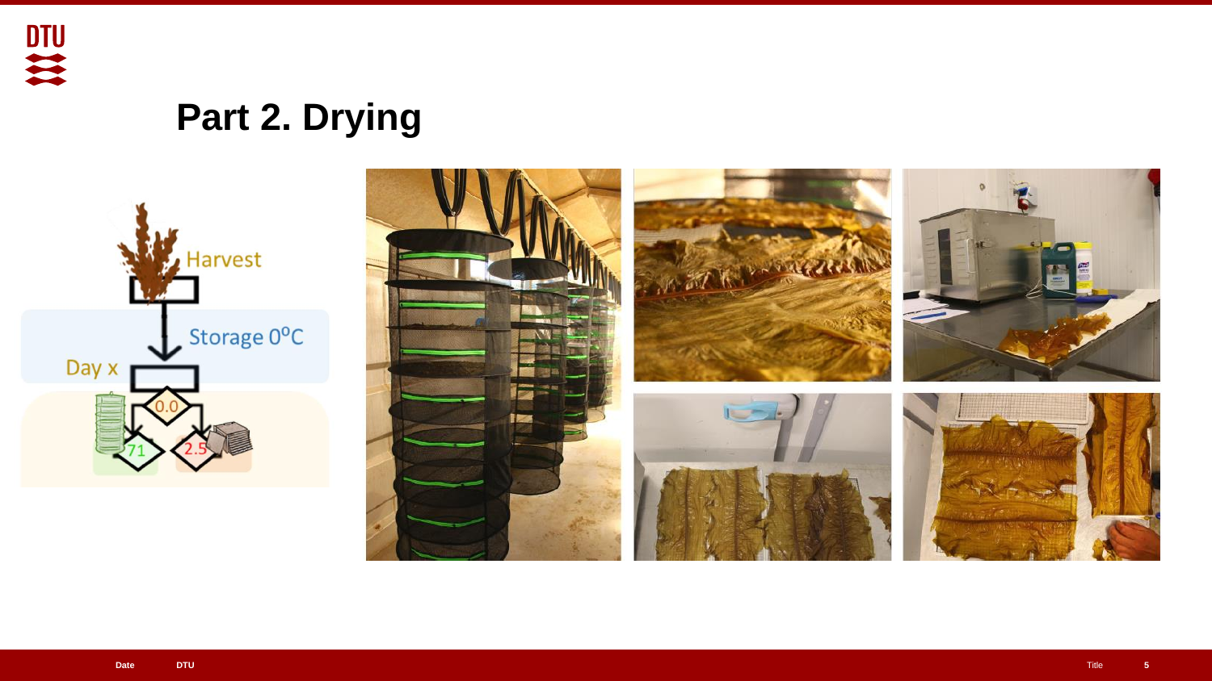# Part 2. Drying

Harvest

Storage 0°C

Day x

0.0

71

2.5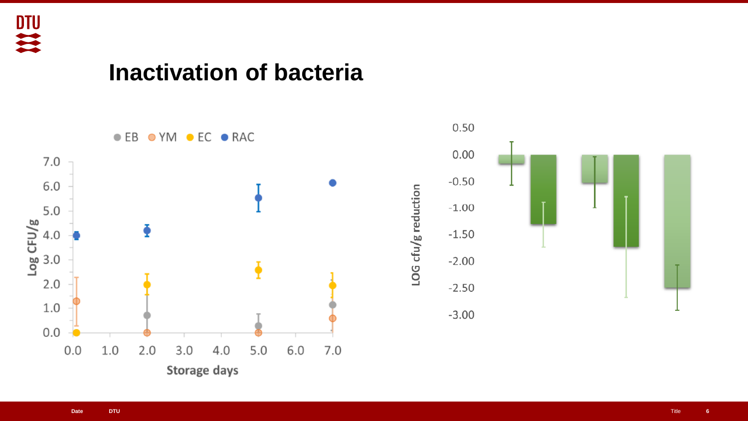# Inactivation of bacteria

● EB ● YM ● EC ● RAC

Log CFU/g

Storage days

LOG cfu/g reduction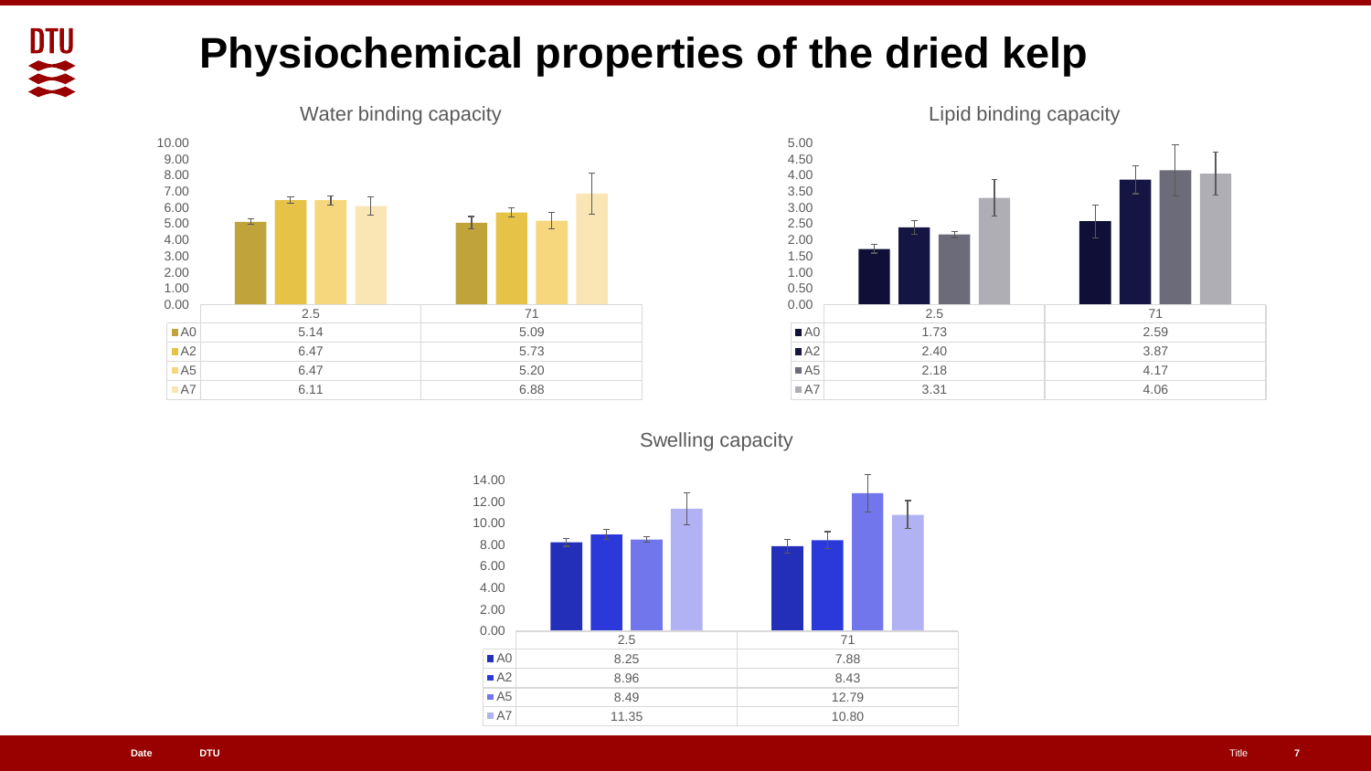# Physiochemical properties of the dried kelp

## Water binding capacity

| | 2.5 | 71 |
|---|---|---|
| A0 | 5.14 | 5.09 |
| A2 | 6.47 | 5.73 |
| A5 | 6.47 | 5.20 |
| A7 | 6.11 | 6.88 |

## Lipid binding capacity

| | 2.5 | 71 |
|---|---|---|
| A0 | 1.73 | 2.59 |
| A2 | 2.40 | 3.87 |
| A5 | 2.18 | 4.17 |
| A7 | 3.31 | 4.06 |

## Swelling capacity

| | 2.5 | 71 |
|---|---|---|
| A0 | 8.25 | 7.88 |
| A2 | 8.96 | 8.43 |
| A5 | 8.49 | 12.79 |
| A7 | 11.35 | 10.80 |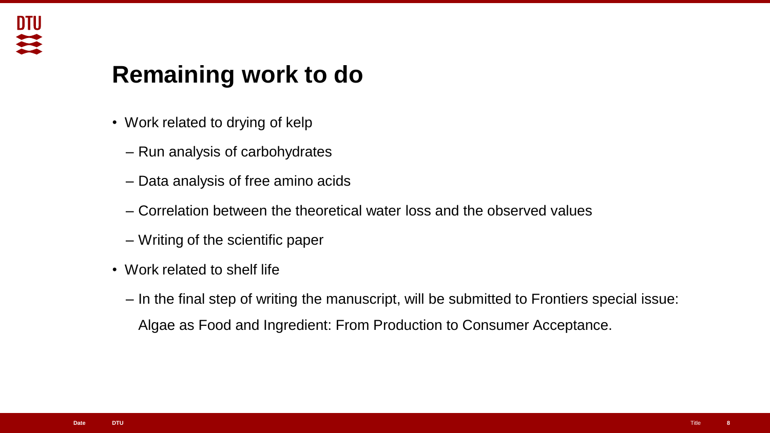# Remaining work to do

- Work related to drying of kelp
  - Run analysis of carbohydrates
  - Data analysis of free amino acids
  - Correlation between the theoretical water loss and the observed values
  - Writing of the scientific paper
- Work related to shelf life
  - In the final step of writing the manuscript, will be submitted to Frontiers special issue: Algae as Food and Ingredient: From Production to Consumer Acceptance.